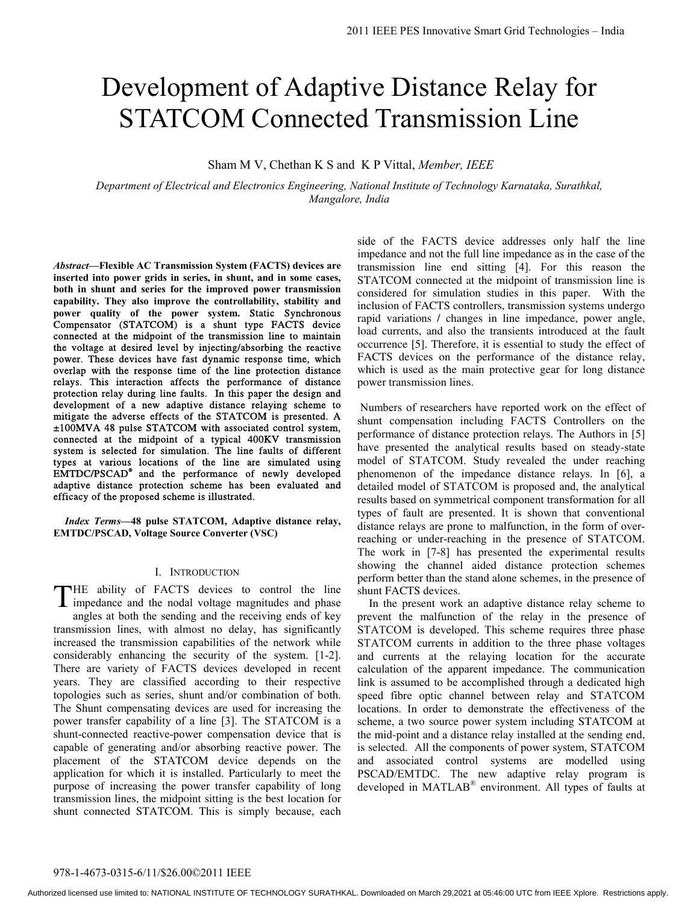# Development of Adaptive Distance Relay for STATCOM Connected Transmission Line

Sham M V, Chethan K S and K P Vittal, *Member, IEEE*

*Department of Electrical and Electronics Engineering, National Institute of Technology Karnataka, Surathkal, Mangalore, India*

***Abstract*****—Flexible AC Transmission System (FACTS) devices are inserted into power grids in series, in shunt, and in some cases, both in shunt and series for the improved power transmission capability. They also improve the controllability, stability and power quality of the power system. Static Synchronous Compensator (STATCOM) is a shunt type FACTS device connected at the midpoint of the transmission line to maintain the voltage at desired level by injecting/absorbing the reactive power. These devices have fast dynamic response time, which overlap with the response time of the line protection distance relays. This interaction affects the performance of distance protection relay during line faults. In this paper the design and development of a new adaptive distance relaying scheme to mitigate the adverse effects of the STATCOM is presented. A ±100MVA 48 pulse STATCOM with associated control system, connected at the midpoint of a typical 400KV transmission system is selected for simulation. The line faults of different types at various locations of the line are simulated using EMTDC/PSCAD® and the performance of newly developed adaptive distance protection scheme has been evaluated and efficacy of the proposed scheme is illustrated.**

***Index Terms*****—48 pulse STATCOM, Adaptive distance relay, EMTDC/PSCAD, Voltage Source Converter (VSC)**

## I. Introduction

THE ability of FACTS devices to control the line impedance and the nodal voltage magnitudes and phase angles at both the sending and the receiving ends of key transmission lines, with almost no delay, has significantly increased the transmission capabilities of the network while considerably enhancing the security of the system. [1-2]. There are variety of FACTS devices developed in recent years. They are classified according to their respective topologies such as series, shunt and/or combination of both. The Shunt compensating devices are used for increasing the power transfer capability of a line [3]. The STATCOM is a shunt-connected reactive-power compensation device that is capable of generating and/or absorbing reactive power. The placement of the STATCOM device depends on the application for which it is installed. Particularly to meet the purpose of increasing the power transfer capability of long transmission lines, the midpoint sitting is the best location for shunt connected STATCOM. This is simply because, each side of the FACTS device addresses only half the line impedance and not the full line impedance as in the case of the transmission line end sitting [4]. For this reason the STATCOM connected at the midpoint of transmission line is considered for simulation studies in this paper. With the inclusion of FACTS controllers, transmission systems undergo rapid variations / changes in line impedance, power angle, load currents, and also the transients introduced at the fault occurrence [5]. Therefore, it is essential to study the effect of FACTS devices on the performance of the distance relay, which is used as the main protective gear for long distance power transmission lines.

Numbers of researchers have reported work on the effect of shunt compensation including FACTS Controllers on the performance of distance protection relays. The Authors in [5] have presented the analytical results based on steady-state model of STATCOM. Study revealed the under reaching phenomenon of the impedance distance relays. In [6], a detailed model of STATCOM is proposed and, the analytical results based on symmetrical component transformation for all types of fault are presented. It is shown that conventional distance relays are prone to malfunction, in the form of over-reaching or under-reaching in the presence of STATCOM. The work in [7-8] has presented the experimental results showing the channel aided distance protection schemes perform better than the stand alone schemes, in the presence of shunt FACTS devices.

In the present work an adaptive distance relay scheme to prevent the malfunction of the relay in the presence of STATCOM is developed. This scheme requires three phase STATCOM currents in addition to the three phase voltages and currents at the relaying location for the accurate calculation of the apparent impedance. The communication link is assumed to be accomplished through a dedicated high speed fibre optic channel between relay and STATCOM locations. In order to demonstrate the effectiveness of the scheme, a two source power system including STATCOM at the mid-point and a distance relay installed at the sending end, is selected. All the components of power system, STATCOM and associated control systems are modelled using PSCAD/EMTDC. The new adaptive relay program is developed in MATLAB® environment. All types of faults at

978-1-4673-0315-6/11/$26.00©2011 IEEE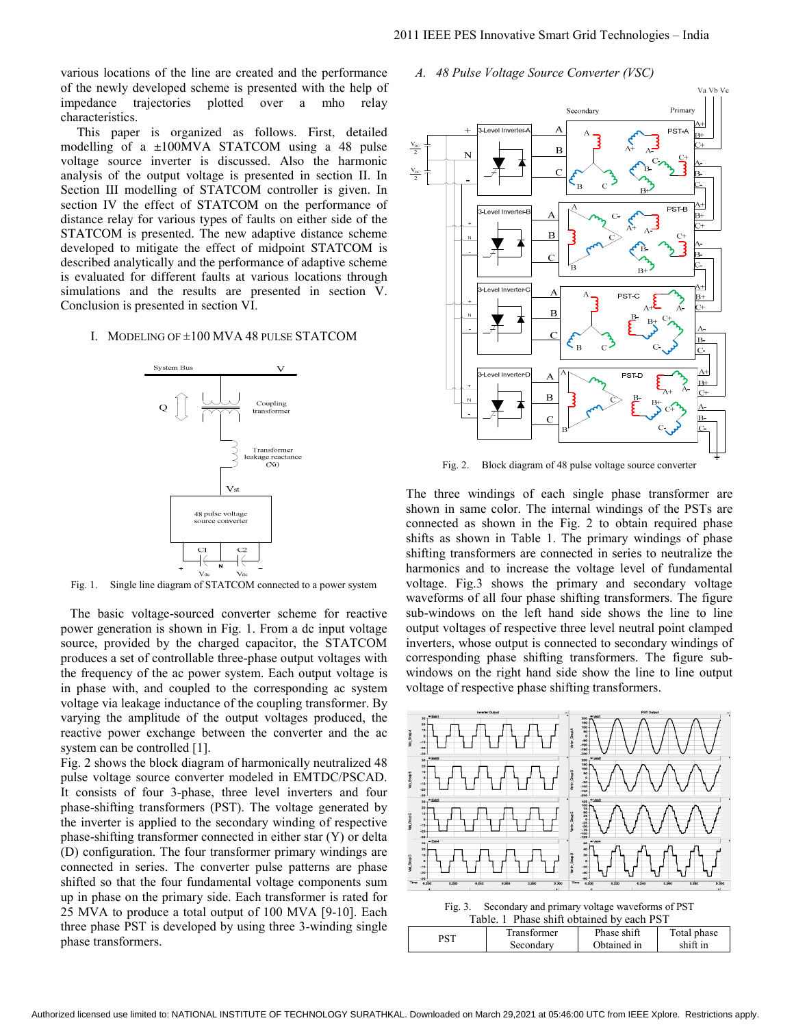various locations of the line are created and the performance of the newly developed scheme is presented with the help of impedance trajectories plotted over a mho relay characteristics.

This paper is organized as follows. First, detailed modelling of a ±100MVA STATCOM using a 48 pulse voltage source inverter is discussed. Also the harmonic analysis of the output voltage is presented in section II. In Section III modelling of STATCOM controller is given. In section IV the effect of STATCOM on the performance of distance relay for various types of faults on either side of the STATCOM is presented. The new adaptive distance scheme developed to mitigate the effect of midpoint STATCOM is described analytically and the performance of adaptive scheme is evaluated for different faults at various locations through simulations and the results are presented in section V. Conclusion is presented in section VI.

## I. Modeling of ±100 MVA 48 pulse STATCOM

Fig. 1. Single line diagram of STATCOM connected to a power system

The basic voltage-sourced converter scheme for reactive power generation is shown in Fig. 1. From a dc input voltage source, provided by the charged capacitor, the STATCOM produces a set of controllable three-phase output voltages with the frequency of the ac power system. Each output voltage is in phase with, and coupled to the corresponding ac system voltage via leakage inductance of the coupling transformer. By varying the amplitude of the output voltages produced, the reactive power exchange between the converter and the ac system can be controlled [1].

Fig. 2 shows the block diagram of harmonically neutralized 48 pulse voltage source converter modeled in EMTDC/PSCAD. It consists of four 3-phase, three level inverters and four phase-shifting transformers (PST). The voltage generated by the inverter is applied to the secondary winding of respective phase-shifting transformer connected in either star (Y) or delta (D) configuration. The four transformer primary windings are connected in series. The converter pulse patterns are phase shifted so that the four fundamental voltage components sum up in phase on the primary side. Each transformer is rated for 25 MVA to produce a total output of 100 MVA [9-10]. Each three phase PST is developed by using three 3-winding single phase transformers.

### A. 48 Pulse Voltage Source Converter (VSC)

Fig. 2. Block diagram of 48 pulse voltage source converter

The three windings of each single phase transformer are shown in same color. The internal windings of the PSTs are connected as shown in the Fig. 2 to obtain required phase shifts as shown in Table 1. The primary windings of phase shifting transformers are connected in series to neutralize the harmonics and to increase the voltage level of fundamental voltage. Fig.3 shows the primary and secondary voltage waveforms of all four phase shifting transformers. The four sub-windows on the left hand side shows the line to line output voltages of respective three level neutral point clamped inverters, whose output is connected to secondary windings of corresponding phase shifting transformers. The figure sub-windows on the right hand side show the line to line output voltage of respective phase shifting transformers.

Fig. 3. Secondary and primary voltage waveforms of PST

Table. 1 Phase shift obtained by each PST

| PST | Transformer Secondary | Phase shift Obtained in | Total phase shift in |
|---|---|---|---|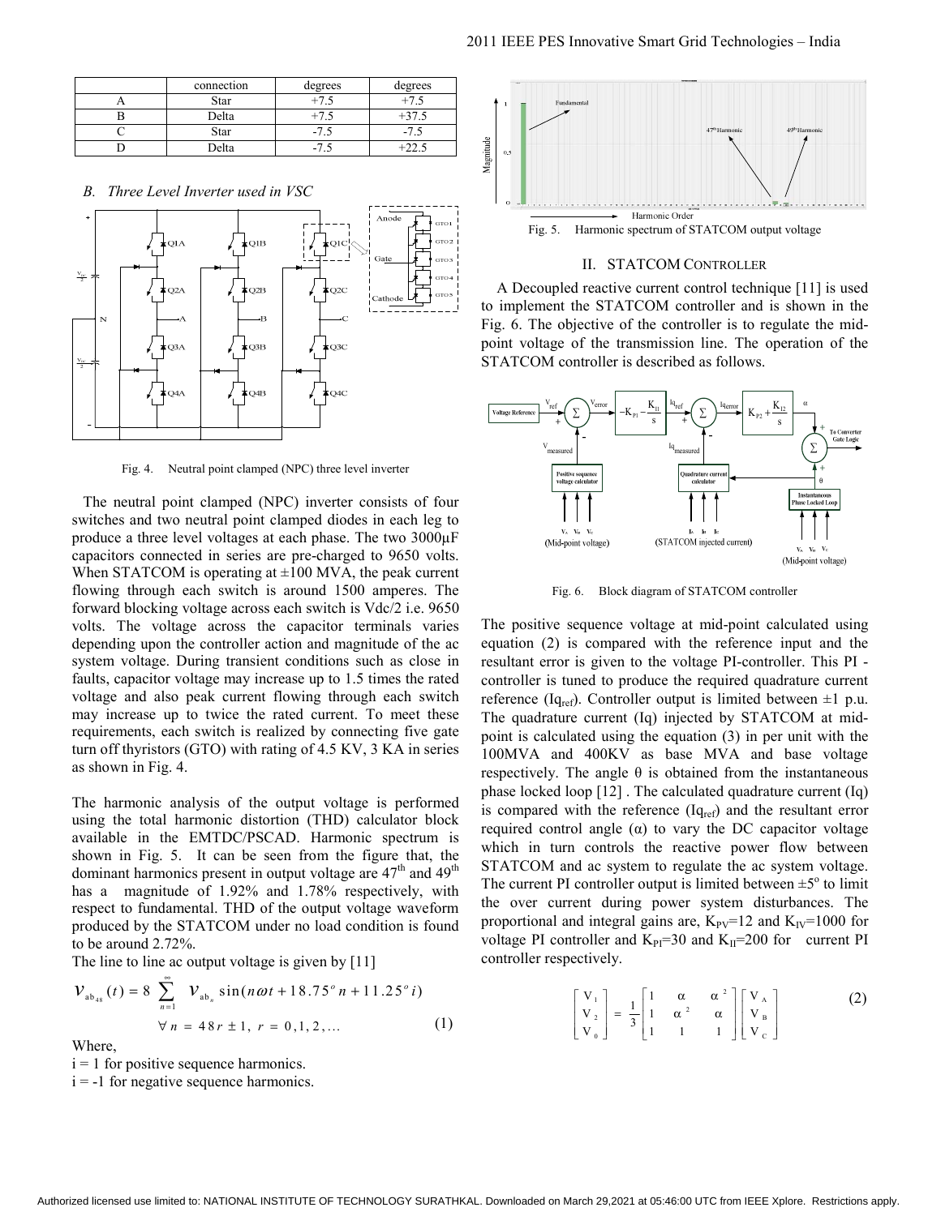|   | connection | degrees | degrees |
|---|---|---|---|
| A | Star | +7.5 | +7.5 |
| B | Delta | +7.5 | +37.5 |
| C | Star | -7.5 | -7.5 |
| D | Delta | -7.5 | +22.5 |

### B. Three Level Inverter used in VSC

Fig. 4. Neutral point clamped (NPC) three level inverter

The neutral point clamped (NPC) inverter consists of four switches and two neutral point clamped diodes in each leg to produce a three level voltages at each phase. The two 3000μF capacitors connected in series are pre-charged to 9650 volts. When STATCOM is operating at ±100 MVA, the peak current flowing through each switch is around 1500 amperes. The forward blocking voltage across each switch is Vdc/2 i.e. 9650 volts. The voltage across the capacitor terminals varies depending upon the controller action and magnitude of the ac system voltage. During transient conditions such as close in faults, capacitor voltage may increase up to 1.5 times the rated voltage and also peak current flowing through each switch may increase up to twice the rated current. To meet these requirements, each switch is realized by connecting five gate turn off thyristors (GTO) with rating of 4.5 KV, 3 KA in series as shown in Fig. 4.

The harmonic analysis of the output voltage is performed using the total harmonic distortion (THD) calculator block available in the EMTDC/PSCAD. Harmonic spectrum is shown in Fig. 5. It can be seen from the figure that, the dominant harmonics present in output voltage are 47th and 49th has a magnitude of 1.92% and 1.78% respectively, with respect to fundamental. THD of the output voltage waveform produced by the STATCOM under no load condition is found to be around 2.72%.

The line to line ac output voltage is given by [11]

$$v_{ab_{48}}(t) = 8 \sum_{n=1}^{\infty} v_{ab_n} \sin(n\omega t + 18.75^o n + 11.25^o i) \quad \forall\, n = 48r \pm 1,\ r = 0,1,2,\ldots \tag{1}$$

Where,

$i = 1$ for positive sequence harmonics.

$i = -1$ for negative sequence harmonics.

Fig. 5. Harmonic spectrum of STATCOM output voltage

## II. STATCOM CONTROLLER

A Decoupled reactive current control technique [11] is used to implement the STATCOM controller and is shown in the Fig. 6. The objective of the controller is to regulate the mid-point voltage of the transmission line. The operation of the STATCOM controller is described as follows.

Fig. 6. Block diagram of STATCOM controller

The positive sequence voltage at mid-point calculated using equation (2) is compared with the reference input and the resultant error is given to the voltage PI-controller. This PI - controller is tuned to produce the required quadrature current reference ($Iq_{ref}$). Controller output is limited between ±1 p.u. The quadrature current (Iq) injected by STATCOM at mid-point is calculated using the equation (3) in per unit with the 100MVA and 400KV as base MVA and base voltage respectively. The angle θ is obtained from the instantaneous phase locked loop [12] . The calculated quadrature current (Iq) is compared with the reference ($Iq_{ref}$) and the resultant error required control angle (α) to vary the DC capacitor voltage which in turn controls the reactive power flow between STATCOM and ac system to regulate the ac system voltage. The current PI controller output is limited between ±5° to limit the over current during power system disturbances. The proportional and integral gains are, $K_{PV}$=12 and $K_{IV}$=1000 for voltage PI controller and $K_{PI}$=30 and $K_{II}$=200 for current PI controller respectively.

$$\begin{bmatrix} V_1 \\ V_2 \\ V_0 \end{bmatrix} = \frac{1}{3} \begin{bmatrix} 1 & \alpha & \alpha^2 \\ 1 & \alpha^2 & \alpha \\ 1 & 1 & 1 \end{bmatrix} \begin{bmatrix} V_A \\ V_B \\ V_C \end{bmatrix} \tag{2}$$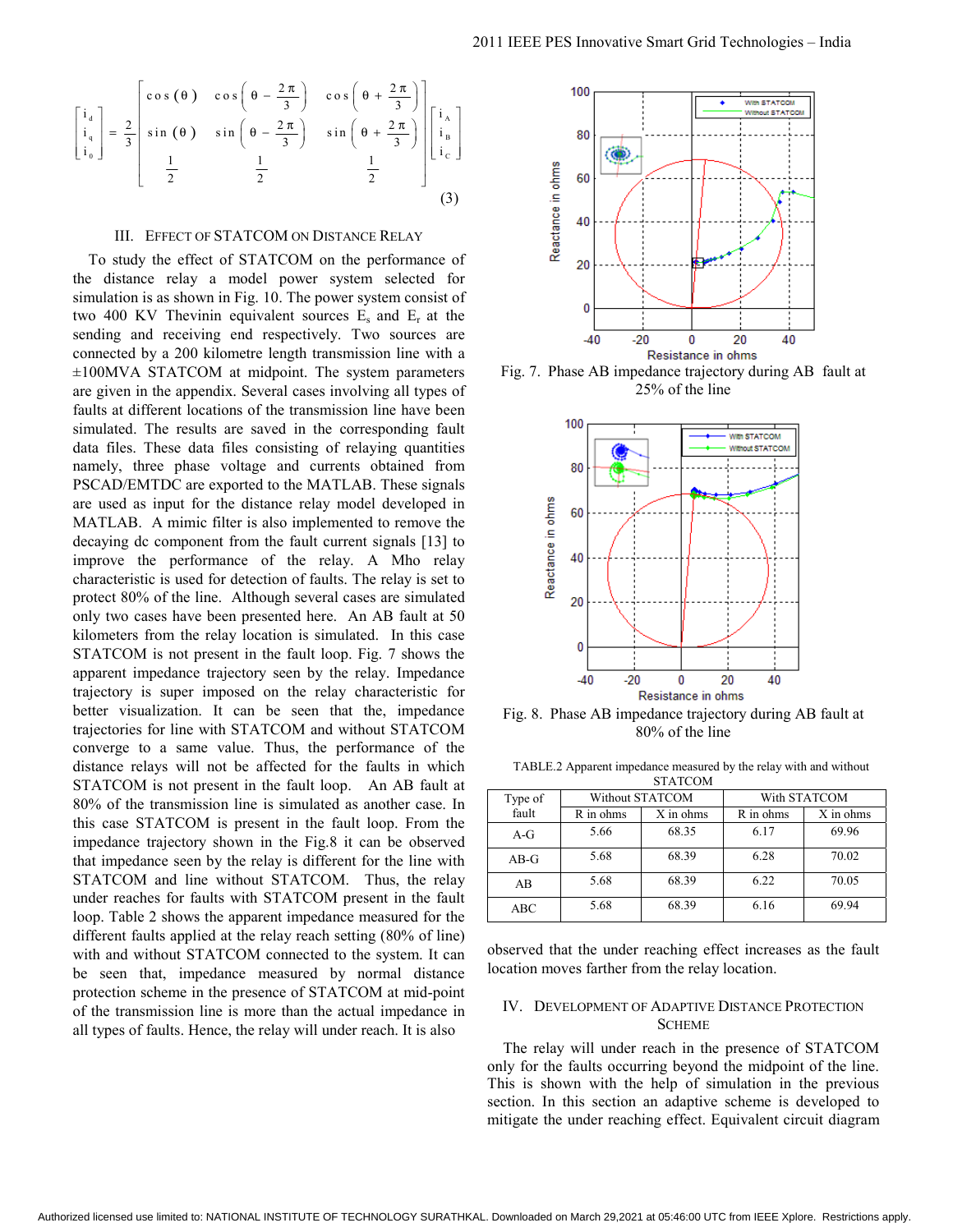$$\begin{bmatrix} i_d \\ i_q \\ i_0 \end{bmatrix} = \frac{2}{3} \begin{bmatrix} \cos(\theta) & \cos\left(\theta - \frac{2\pi}{3}\right) & \cos\left(\theta + \frac{2\pi}{3}\right) \\ \sin(\theta) & \sin\left(\theta - \frac{2\pi}{3}\right) & \sin\left(\theta + \frac{2\pi}{3}\right) \\ \frac{1}{2} & \frac{1}{2} & \frac{1}{2} \end{bmatrix} \begin{bmatrix} i_A \\ i_B \\ i_C \end{bmatrix} \quad (3)$$

## III. EFFECT OF STATCOM ON DISTANCE RELAY

To study the effect of STATCOM on the performance of the distance relay a model power system selected for simulation is as shown in Fig. 10. The power system consist of two 400 KV Thevinin equivalent sources $E_s$ and $E_r$ at the sending and receiving end respectively. Two sources are connected by a 200 kilometre length transmission line with a ±100MVA STATCOM at midpoint. The system parameters are given in the appendix. Several cases involving all types of faults at different locations of the transmission line have been simulated. The results are saved in the corresponding fault data files. These data files consisting of relaying quantities namely, three phase voltage and currents obtained from PSCAD/EMTDC are exported to the MATLAB. These signals are used as input for the distance relay model developed in MATLAB. A mimic filter is also implemented to remove the decaying dc component from the fault current signals [13] to improve the performance of the relay. A Mho relay characteristic is used for detection of faults. The relay is set to protect 80% of the line. Although several cases are simulated only two cases have been presented here. An AB fault at 50 kilometers from the relay location is simulated. In this case STATCOM is not present in the fault loop. Fig. 7 shows the apparent impedance trajectory seen by the relay. Impedance trajectory is super imposed on the relay characteristic for better visualization. It can be seen that the, impedance trajectories for line with STATCOM and without STATCOM converge to a same value. Thus, the performance of the distance relays will not be affected for the faults in which STATCOM is not present in the fault loop. An AB fault at 80% of the transmission line is simulated as another case. In this case STATCOM is present in the fault loop. From the impedance trajectory shown in the Fig.8 it can be observed that impedance seen by the relay is different for the line with STATCOM and line without STATCOM. Thus, the relay under reaches for faults with STATCOM present in the fault loop. Table 2 shows the apparent impedance measured for the different faults applied at the relay reach setting (80% of line) with and without STATCOM connected to the system. It can be seen that, impedance measured by normal distance protection scheme in the presence of STATCOM at mid-point of the transmission line is more than the actual impedance in all types of faults. Hence, the relay will under reach. It is also observed that the under reaching effect increases as the fault location moves farther from the relay location.

Fig. 7. Phase AB impedance trajectory during AB fault at 25% of the line

Fig. 8. Phase AB impedance trajectory during AB fault at 80% of the line

TABLE.2 Apparent impedance measured by the relay with and without STATCOM

| Type of fault | Without STATCOM | | With STATCOM | |
|---|---|---|---|---|
| | R in ohms | X in ohms | R in ohms | X in ohms |
| A-G | 5.66 | 68.35 | 6.17 | 69.96 |
| AB-G | 5.68 | 68.39 | 6.28 | 70.02 |
| AB | 5.68 | 68.39 | 6.22 | 70.05 |
| ABC | 5.68 | 68.39 | 6.16 | 69.94 |

## IV. DEVELOPMENT OF ADAPTIVE DISTANCE PROTECTION SCHEME

The relay will under reach in the presence of STATCOM only for the faults occurring beyond the midpoint of the line. This is shown with the help of simulation in the previous section. In this section an adaptive scheme is developed to mitigate the under reaching effect. Equivalent circuit diagram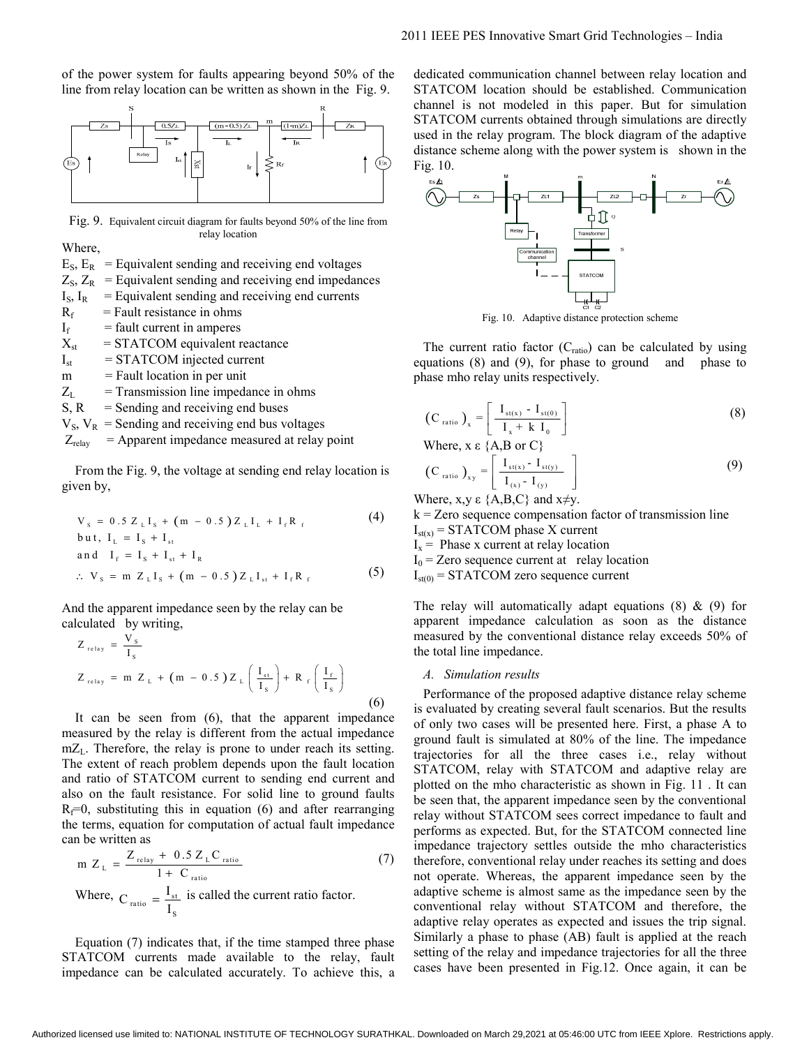of the power system for faults appearing beyond 50% of the line from relay location can be written as shown in the Fig. 9.

Fig. 9. Equivalent circuit diagram for faults beyond 50% of the line from relay location

Where,

$E_S$, $E_R$ = Equivalent sending and receiving end voltages
$Z_S$, $Z_R$ = Equivalent sending and receiving end impedances
$I_S$, $I_R$ = Equivalent sending and receiving end currents
$R_f$ = Fault resistance in ohms
$I_f$ = fault current in amperes
$X_{st}$ = STATCOM equivalent reactance
$I_{st}$ = STATCOM injected current
m = Fault location in per unit
$Z_L$ = Transmission line impedance in ohms
S, R = Sending and receiving end buses
$V_S$, $V_R$ = Sending and receiving end bus voltages
$Z_{relay}$ = Apparent impedance measured at relay point

From the Fig. 9, the voltage at sending end relay location is given by,

$$V_S = 0.5 Z_L I_S + (m - 0.5) Z_L I_L + I_f R_f \tag{4}$$

but, $I_L = I_S + I_{st}$

and $I_f = I_S + I_{st} + I_R$

$$\therefore V_S = m Z_L I_S + (m - 0.5) Z_L I_{st} + I_f R_f \tag{5}$$

And the apparent impedance seen by the relay can be calculated by writing,

$$Z_{relay} = \frac{V_S}{I_S}$$

$$Z_{relay} = m Z_L + (m - 0.5) Z_L \left(\frac{I_{st}}{I_S}\right) + R_f \left(\frac{I_f}{I_S}\right) \tag{6}$$

It can be seen from (6), that the apparent impedance measured by the relay is different from the actual impedance $mZ_L$. Therefore, the relay is prone to under reach its setting. The extent of reach problem depends upon the fault location and ratio of STATCOM current to sending end current and also on the fault resistance. For solid line to ground faults $R_f$=0, substituting this in equation (6) and after rearranging the terms, equation for computation of actual fault impedance can be written as

$$m Z_L = \frac{Z_{relay} + 0.5 Z_L C_{ratio}}{1 + C_{ratio}} \tag{7}$$

Where, $C_{ratio} = \frac{I_{st}}{I_S}$ is called the current ratio factor.

Equation (7) indicates that, if the time stamped three phase STATCOM currents made available to the relay, fault impedance can be calculated accurately. To achieve this, a dedicated communication channel between relay location and STATCOM location should be established. Communication channel is not modeled in this paper. But for simulation STATCOM currents obtained through simulations are directly used in the relay program. The block diagram of the adaptive distance scheme along with the power system is shown in the Fig. 10.

Fig. 10. Adaptive distance protection scheme

The current ratio factor ($C_{ratio}$) can be calculated by using equations (8) and (9), for phase to ground and phase to phase mho relay units respectively.

$$(C_{ratio})_x = \left[\frac{I_{st(x)} - I_{st(0)}}{I_x + k\ I_0}\right] \tag{8}$$

Where, x ε {A,B or C}

$$(C_{ratio})_{xy} = \left[\frac{I_{st(x)} - I_{st(y)}}{I_{(x)} - I_{(y)}}\right] \tag{9}$$

Where, x,y ε {A,B,C} and x≠y.

k = Zero sequence compensation factor of transmission line
$I_{st(x)}$ = STATCOM phase X current
$I_x$ = Phase x current at relay location
$I_0$ = Zero sequence current at relay location
$I_{st(0)}$ = STATCOM zero sequence current

The relay will automatically adapt equations (8) & (9) for apparent impedance calculation as soon as the distance measured by the conventional distance relay exceeds 50% of the total line impedance.

### *A. Simulation results*

Performance of the proposed adaptive distance relay scheme is evaluated by creating several fault scenarios. But the results of only two cases will be presented here. First, a phase A to ground fault is simulated at 80% of the line. The impedance trajectories for all the three cases i.e., relay without STATCOM, relay with STATCOM and adaptive relay are plotted on the mho characteristic as shown in Fig. 11 . It can be seen that, the apparent impedance seen by the conventional relay without STATCOM sees correct impedance to fault and performs as expected. But, for the STATCOM connected line impedance trajectory settles outside the mho characteristics therefore, conventional relay under reaches its setting and does not operate. Whereas, the apparent impedance seen by the adaptive scheme is almost same as the impedance seen by the conventional relay without STATCOM and therefore, the adaptive relay operates as expected and issues the trip signal. Similarly a phase to phase (AB) fault is applied at the reach setting of the relay and impedance trajectories for all the three cases have been presented in Fig.12. Once again, it can be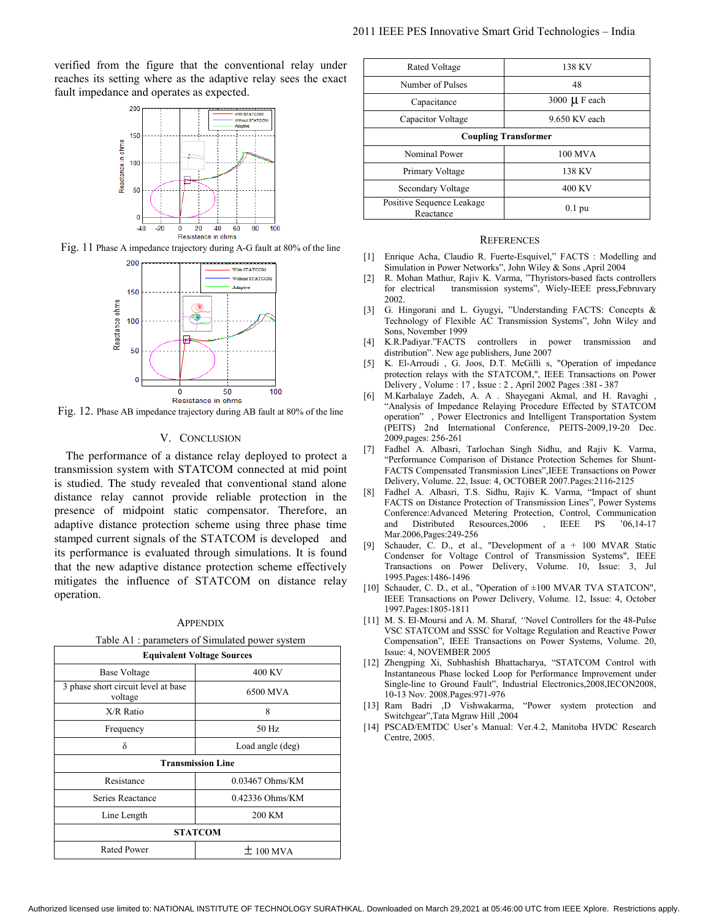verified from the figure that the conventional relay under reaches its setting where as the adaptive relay sees the exact fault impedance and operates as expected.

200
150
100
50
0
-40 -20 0 20 40 60 80 100
Reactance in ohms
Resistance in ohms
With STATCOM
Without STATCOM
Adaptive

Fig. 11 Phase A impedance trajectory during A-G fault at 80% of the line

200
150
100
50
0
0 50 100
Reactance ohms
Resistance in ohms
With STATCOM
Without STATCOM
Adaptive

Fig. 12. Phase AB impedance trajectory during AB fault at 80% of the line

## V. Conclusion

The performance of a distance relay deployed to protect a transmission system with STATCOM connected at mid point is studied. The study revealed that conventional stand alone distance relay cannot provide reliable protection in the presence of midpoint static compensator. Therefore, an adaptive distance protection scheme using three phase time stamped current signals of the STATCOM is developed and its performance is evaluated through simulations. It is found that the new adaptive distance protection scheme effectively mitigates the influence of STATCOM on distance relay operation.

## Appendix

Table A1 : parameters of Simulated power system

| | |
|---|---|
| **Equivalent Voltage Sources** | |
| Base Voltage | 400 KV |
| 3 phase short circuit level at base voltage | 6500 MVA |
| X/R Ratio | 8 |
| Frequency | 50 Hz |
| $\delta$ | Load angle (deg) |
| **Transmission Line** | |
| Resistance | 0.03467 Ohms/KM |
| Series Reactance | 0.42336 Ohms/KM |
| Line Length | 200 KM |
| **STATCOM** | |
| Rated Power | $\pm$ 100 MVA |
| Rated Voltage | 138 KV |
| Number of Pulses | 48 |
| Capacitance | 3000 $\mu$ F each |
| Capacitor Voltage | 9.650 KV each |
| **Coupling Transformer** | |
| Nominal Power | 100 MVA |
| Primary Voltage | 138 KV |
| Secondary Voltage | 400 KV |
| Positive Sequence Leakage Reactance | 0.1 pu |

## References

[1] Enrique Acha, Claudio R. Fuerte-Esquivel," FACTS : Modelling and Simulation in Power Networks", John Wiley & Sons ,April 2004

[2] R. Mohan Mathur, Rajiv K. Varma, "Thyristors-based facts controllers for electrical transmission systems", Wiely-IEEE press,February 2002.

[3] G. Hingorani and L. Gyugyi, "Understanding FACTS: Concepts & Technology of Flexible AC Transmission Systems", John Wiley and Sons, November 1999

[4] K.R.Padiyar."FACTS controllers in power transmission and distribution". New age publishers, June 2007

[5] K. El-Arroudi , G. Joos, D.T. McGilli s, "Operation of impedance protection relays with the STATCOM,", IEEE Transactions on Power Delivery , Volume : 17 , Issue : 2 , April 2002 Pages :38I - 387

[6] M.Karbalaye Zadeh, A. A . Shayegani Akmal, and H. Ravaghi , "Analysis of Impedance Relaying Procedure Effected by STATCOM operation" , Power Electronics and Intelligent Transportation System (PEITS) 2nd International Conference, PEITS-2009,19-20 Dec. 2009,pages: 256-261

[7] Fadhel A. Albasri, Tarlochan Singh Sidhu, and Rajiv K. Varma, "Performance Comparison of Distance Protection Schemes for Shunt-FACTS Compensated Transmission Lines",IEEE Transactions on Power Delivery, Volume. 22, Issue: 4, OCTOBER 2007.Pages:2116-2125

[8] Fadhel A. Albasri, T.S. Sidhu, Rajiv K. Varma, "Impact of shunt FACTS on Distance Protection of Transmission Lines", Power Systems Conference:Advanced Metering Protection, Control, Communication and Distributed Resources,2006 , IEEE PS '06,14-17 Mar.2006,Pages:249-256

[9] Schauder, C. D., et al., "Development of a + 100 MVAR Static Condenser for Voltage Control of Transmission Systems", IEEE Transactions on Power Delivery, Volume. 10, Issue: 3, Jul 1995.Pages:1486-1496

[10] Schauder, C. D., et al., "Operation of ±100 MVAR TVA STATCOM", IEEE Transactions on Power Delivery, Volume. 12, Issue: 4, October 1997.Pages:1805-1811

[11] M. S. El-Moursi and A. M. Sharaf, "Novel Controllers for the 48-Pulse VSC STATCOM and SSSC for Voltage Regulation and Reactive Power Compensation", IEEE Transactions on Power Systems, Volume. 20, Issue: 4, NOVEMBER 2005

[12] Zhengping Xi, Subhashish Bhattacharya, "STATCOM Control with Instantaneous Phase locked Loop for Performance Improvement under Single-line to Ground Fault", Industrial Electronics,2008,IECON2008, 10-13 Nov. 2008.Pages:971-976

[13] Ram Badri ,D Vishwakarma, "Power system protection and Switchgear",Tata Mgraw Hill ,2004

[14] PSCAD/EMTDC User's Manual: Ver.4.2, Manitoba HVDC Research Centre, 2005.